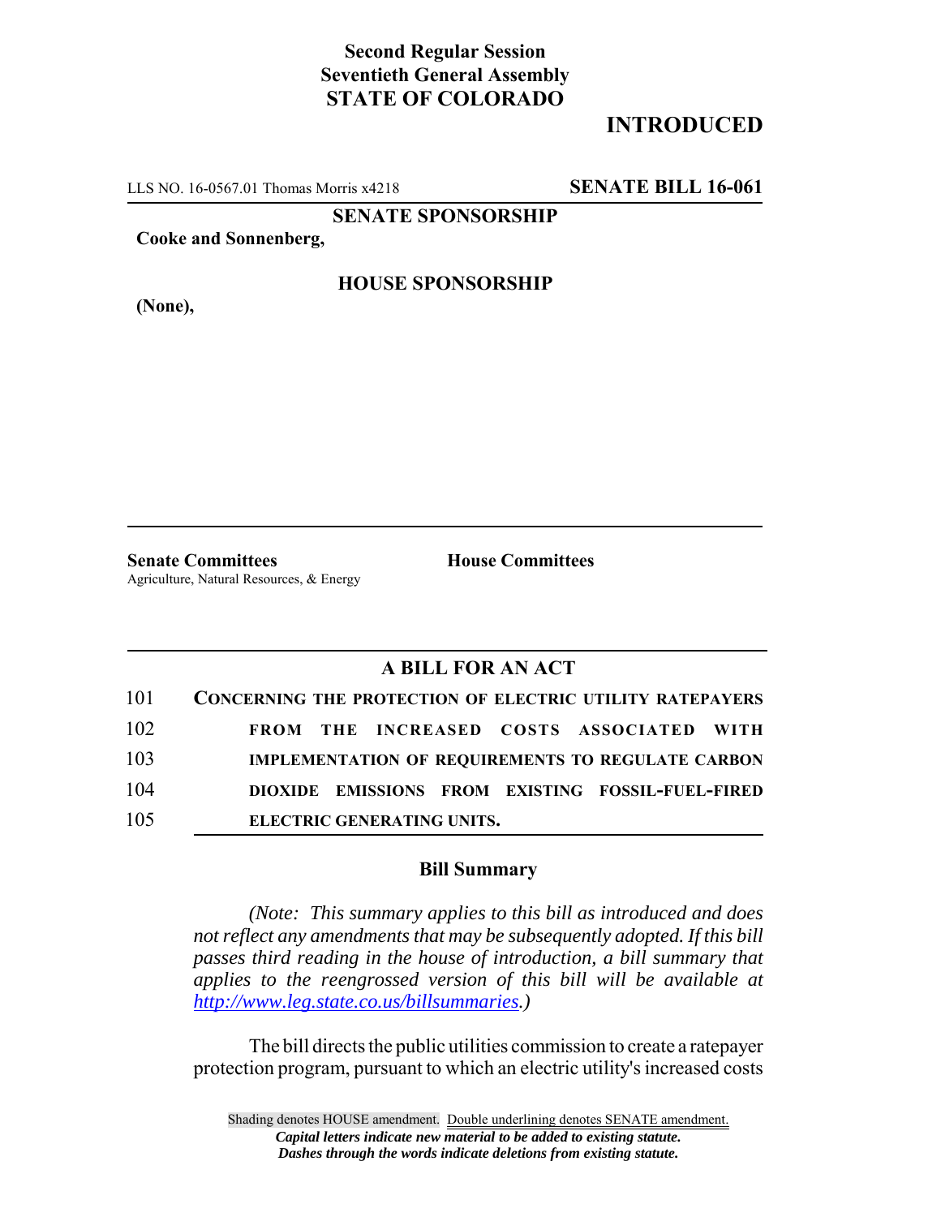**Second Regular Session**
**Seventieth General Assembly**
**STATE OF COLORADO**

# INTRODUCED

LLS NO. 16-0567.01 Thomas Morris x4218 **SENATE BILL 16-061**

**SENATE SPONSORSHIP**

**Cooke and Sonnenberg,**

**HOUSE SPONSORSHIP**

**(None),**

**Senate Committees**
Agriculture, Natural Resources, & Energy

**House Committees**

## A BILL FOR AN ACT

101 **CONCERNING THE PROTECTION OF ELECTRIC UTILITY RATEPAYERS**
102 **FROM THE INCREASED COSTS ASSOCIATED WITH**
103 **IMPLEMENTATION OF REQUIREMENTS TO REGULATE CARBON**
104 **DIOXIDE EMISSIONS FROM EXISTING FOSSIL-FUEL-FIRED**
105 **ELECTRIC GENERATING UNITS.**

### Bill Summary

*(Note: This summary applies to this bill as introduced and does not reflect any amendments that may be subsequently adopted. If this bill passes third reading in the house of introduction, a bill summary that applies to the reengrossed version of this bill will be available at http://www.leg.state.co.us/billsummaries.)*

The bill directs the public utilities commission to create a ratepayer protection program, pursuant to which an electric utility's increased costs

Shading denotes HOUSE amendment. Double underlining denotes SENATE amendment.
*Capital letters indicate new material to be added to existing statute.*
*Dashes through the words indicate deletions from existing statute.*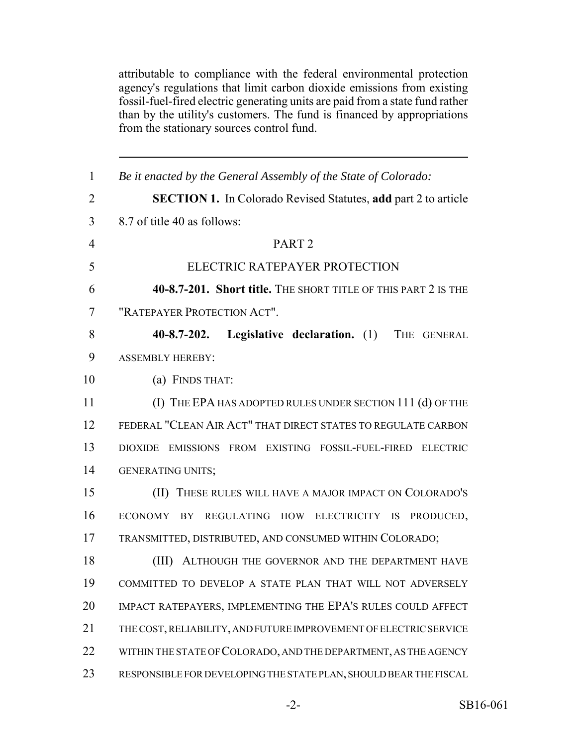attributable to compliance with the federal environmental protection agency's regulations that limit carbon dioxide emissions from existing fossil-fuel-fired electric generating units are paid from a state fund rather than by the utility's customers. The fund is financed by appropriations from the stationary sources control fund.

---

1 *Be it enacted by the General Assembly of the State of Colorado:*

2 **SECTION 1.** In Colorado Revised Statutes, **add** part 2 to article 3 8.7 of title 40 as follows:

4 PART 2

5 ELECTRIC RATEPAYER PROTECTION

6 **40-8.7-201. Short title.** THE SHORT TITLE OF THIS PART 2 IS THE 7 "RATEPAYER PROTECTION ACT".

8 **40-8.7-202. Legislative declaration.** (1) THE GENERAL 9 ASSEMBLY HEREBY:

10 (a) FINDS THAT:

11 (I) THE EPA HAS ADOPTED RULES UNDER SECTION 111 (d) OF THE 12 FEDERAL "CLEAN AIR ACT" THAT DIRECT STATES TO REGULATE CARBON 13 DIOXIDE EMISSIONS FROM EXISTING FOSSIL-FUEL-FIRED ELECTRIC 14 GENERATING UNITS;

15 (II) THESE RULES WILL HAVE A MAJOR IMPACT ON COLORADO'S 16 ECONOMY BY REGULATING HOW ELECTRICITY IS PRODUCED, 17 TRANSMITTED, DISTRIBUTED, AND CONSUMED WITHIN COLORADO;

18 (III) ALTHOUGH THE GOVERNOR AND THE DEPARTMENT HAVE 19 COMMITTED TO DEVELOP A STATE PLAN THAT WILL NOT ADVERSELY 20 IMPACT RATEPAYERS, IMPLEMENTING THE EPA'S RULES COULD AFFECT 21 THE COST, RELIABILITY, AND FUTURE IMPROVEMENT OF ELECTRIC SERVICE 22 WITHIN THE STATE OF COLORADO, AND THE DEPARTMENT, AS THE AGENCY 23 RESPONSIBLE FOR DEVELOPING THE STATE PLAN, SHOULD BEAR THE FISCAL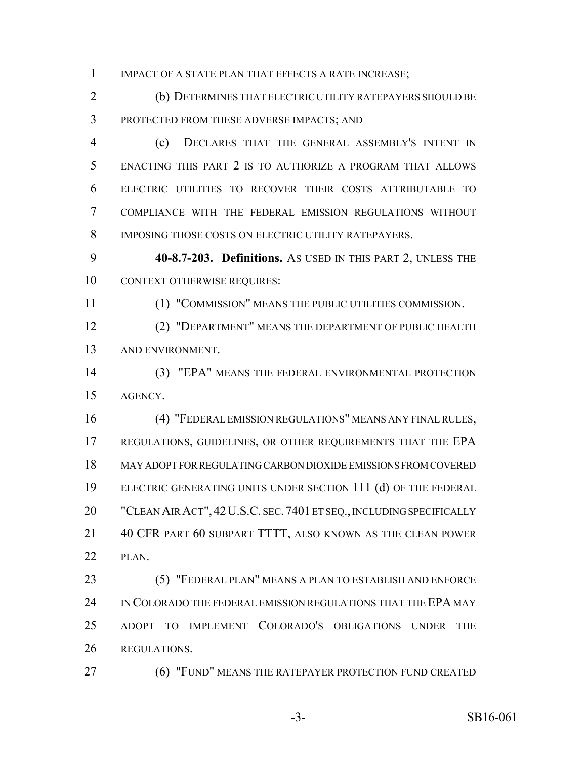IMPACT OF A STATE PLAN THAT EFFECTS A RATE INCREASE;

(b) DETERMINES THAT ELECTRIC UTILITY RATEPAYERS SHOULD BE PROTECTED FROM THESE ADVERSE IMPACTS; AND

(c) DECLARES THAT THE GENERAL ASSEMBLY'S INTENT IN ENACTING THIS PART 2 IS TO AUTHORIZE A PROGRAM THAT ALLOWS ELECTRIC UTILITIES TO RECOVER THEIR COSTS ATTRIBUTABLE TO COMPLIANCE WITH THE FEDERAL EMISSION REGULATIONS WITHOUT IMPOSING THOSE COSTS ON ELECTRIC UTILITY RATEPAYERS.

**40-8.7-203. Definitions.** AS USED IN THIS PART 2, UNLESS THE CONTEXT OTHERWISE REQUIRES:

(1) "COMMISSION" MEANS THE PUBLIC UTILITIES COMMISSION.

(2) "DEPARTMENT" MEANS THE DEPARTMENT OF PUBLIC HEALTH AND ENVIRONMENT.

(3) "EPA" MEANS THE FEDERAL ENVIRONMENTAL PROTECTION AGENCY.

(4) "FEDERAL EMISSION REGULATIONS" MEANS ANY FINAL RULES, REGULATIONS, GUIDELINES, OR OTHER REQUIREMENTS THAT THE EPA MAY ADOPT FOR REGULATING CARBON DIOXIDE EMISSIONS FROM COVERED ELECTRIC GENERATING UNITS UNDER SECTION 111 (d) OF THE FEDERAL "CLEAN AIR ACT", 42 U.S.C. SEC. 7401 ET SEQ., INCLUDING SPECIFICALLY 40 CFR PART 60 SUBPART TTTT, ALSO KNOWN AS THE CLEAN POWER PLAN.

(5) "FEDERAL PLAN" MEANS A PLAN TO ESTABLISH AND ENFORCE IN COLORADO THE FEDERAL EMISSION REGULATIONS THAT THE EPA MAY ADOPT TO IMPLEMENT COLORADO'S OBLIGATIONS UNDER THE REGULATIONS.

(6) "FUND" MEANS THE RATEPAYER PROTECTION FUND CREATED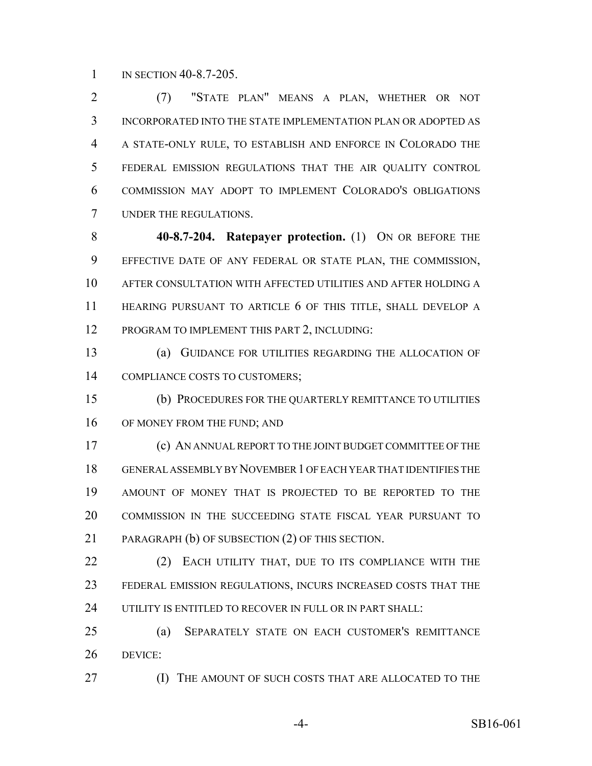IN SECTION 40-8.7-205.

(7) "STATE PLAN" MEANS A PLAN, WHETHER OR NOT INCORPORATED INTO THE STATE IMPLEMENTATION PLAN OR ADOPTED AS A STATE-ONLY RULE, TO ESTABLISH AND ENFORCE IN COLORADO THE FEDERAL EMISSION REGULATIONS THAT THE AIR QUALITY CONTROL COMMISSION MAY ADOPT TO IMPLEMENT COLORADO'S OBLIGATIONS UNDER THE REGULATIONS.

**40-8.7-204. Ratepayer protection.** (1) ON OR BEFORE THE EFFECTIVE DATE OF ANY FEDERAL OR STATE PLAN, THE COMMISSION, AFTER CONSULTATION WITH AFFECTED UTILITIES AND AFTER HOLDING A HEARING PURSUANT TO ARTICLE 6 OF THIS TITLE, SHALL DEVELOP A PROGRAM TO IMPLEMENT THIS PART 2, INCLUDING:

(a) GUIDANCE FOR UTILITIES REGARDING THE ALLOCATION OF COMPLIANCE COSTS TO CUSTOMERS;

(b) PROCEDURES FOR THE QUARTERLY REMITTANCE TO UTILITIES OF MONEY FROM THE FUND; AND

(c) AN ANNUAL REPORT TO THE JOINT BUDGET COMMITTEE OF THE GENERAL ASSEMBLY BY NOVEMBER 1 OF EACH YEAR THAT IDENTIFIES THE AMOUNT OF MONEY THAT IS PROJECTED TO BE REPORTED TO THE COMMISSION IN THE SUCCEEDING STATE FISCAL YEAR PURSUANT TO PARAGRAPH (b) OF SUBSECTION (2) OF THIS SECTION.

(2) EACH UTILITY THAT, DUE TO ITS COMPLIANCE WITH THE FEDERAL EMISSION REGULATIONS, INCURS INCREASED COSTS THAT THE UTILITY IS ENTITLED TO RECOVER IN FULL OR IN PART SHALL:

(a) SEPARATELY STATE ON EACH CUSTOMER'S REMITTANCE DEVICE:

(I) THE AMOUNT OF SUCH COSTS THAT ARE ALLOCATED TO THE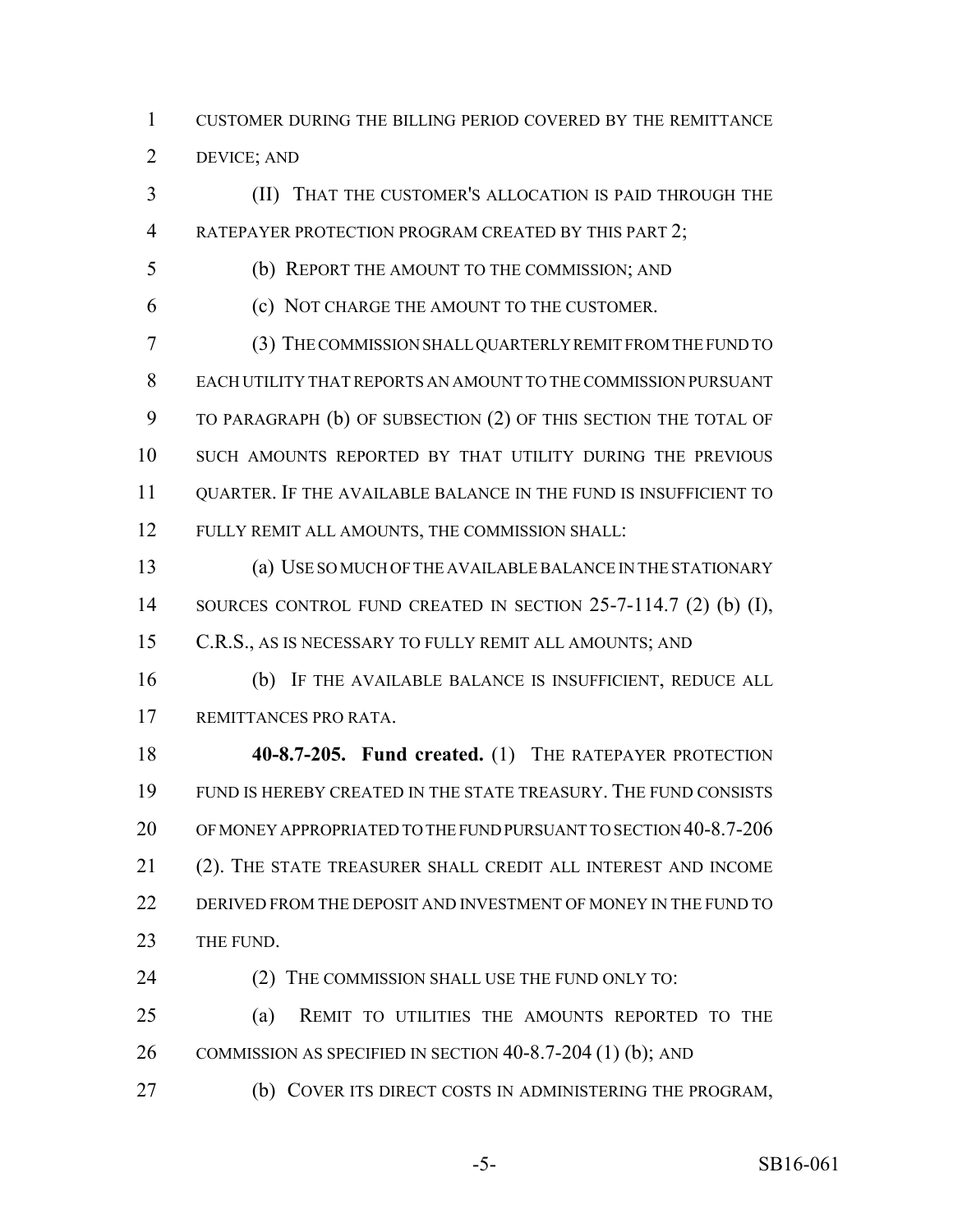CUSTOMER DURING THE BILLING PERIOD COVERED BY THE REMITTANCE DEVICE; AND

(II) THAT THE CUSTOMER'S ALLOCATION IS PAID THROUGH THE RATEPAYER PROTECTION PROGRAM CREATED BY THIS PART 2;

(b) REPORT THE AMOUNT TO THE COMMISSION; AND

(c) NOT CHARGE THE AMOUNT TO THE CUSTOMER.

(3) THE COMMISSION SHALL QUARTERLY REMIT FROM THE FUND TO EACH UTILITY THAT REPORTS AN AMOUNT TO THE COMMISSION PURSUANT TO PARAGRAPH (b) OF SUBSECTION (2) OF THIS SECTION THE TOTAL OF SUCH AMOUNTS REPORTED BY THAT UTILITY DURING THE PREVIOUS QUARTER. IF THE AVAILABLE BALANCE IN THE FUND IS INSUFFICIENT TO FULLY REMIT ALL AMOUNTS, THE COMMISSION SHALL:

(a) USE SO MUCH OF THE AVAILABLE BALANCE IN THE STATIONARY SOURCES CONTROL FUND CREATED IN SECTION 25-7-114.7 (2) (b) (I), C.R.S., AS IS NECESSARY TO FULLY REMIT ALL AMOUNTS; AND

(b) IF THE AVAILABLE BALANCE IS INSUFFICIENT, REDUCE ALL REMITTANCES PRO RATA.

**40-8.7-205. Fund created.** (1) THE RATEPAYER PROTECTION FUND IS HEREBY CREATED IN THE STATE TREASURY. THE FUND CONSISTS OF MONEY APPROPRIATED TO THE FUND PURSUANT TO SECTION 40-8.7-206 (2). THE STATE TREASURER SHALL CREDIT ALL INTEREST AND INCOME DERIVED FROM THE DEPOSIT AND INVESTMENT OF MONEY IN THE FUND TO THE FUND.

(2) THE COMMISSION SHALL USE THE FUND ONLY TO:

(a) REMIT TO UTILITIES THE AMOUNTS REPORTED TO THE COMMISSION AS SPECIFIED IN SECTION 40-8.7-204 (1) (b); AND

(b) COVER ITS DIRECT COSTS IN ADMINISTERING THE PROGRAM,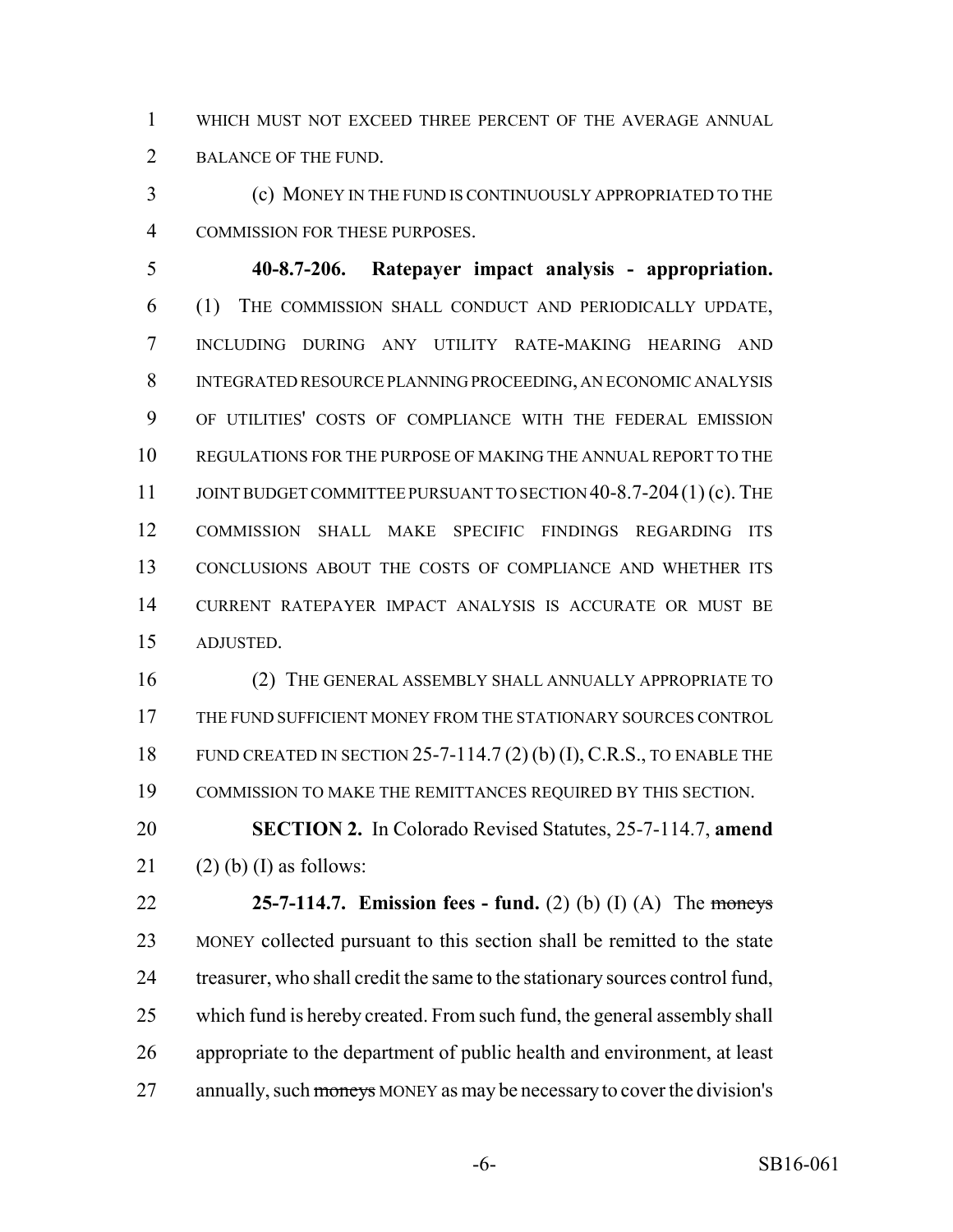WHICH MUST NOT EXCEED THREE PERCENT OF THE AVERAGE ANNUAL BALANCE OF THE FUND.

(c) MONEY IN THE FUND IS CONTINUOUSLY APPROPRIATED TO THE COMMISSION FOR THESE PURPOSES.

**40-8.7-206. Ratepayer impact analysis - appropriation.** (1) THE COMMISSION SHALL CONDUCT AND PERIODICALLY UPDATE, INCLUDING DURING ANY UTILITY RATE-MAKING HEARING AND INTEGRATED RESOURCE PLANNING PROCEEDING, AN ECONOMIC ANALYSIS OF UTILITIES' COSTS OF COMPLIANCE WITH THE FEDERAL EMISSION REGULATIONS FOR THE PURPOSE OF MAKING THE ANNUAL REPORT TO THE JOINT BUDGET COMMITTEE PURSUANT TO SECTION 40-8.7-204 (1) (c). THE COMMISSION SHALL MAKE SPECIFIC FINDINGS REGARDING ITS CONCLUSIONS ABOUT THE COSTS OF COMPLIANCE AND WHETHER ITS CURRENT RATEPAYER IMPACT ANALYSIS IS ACCURATE OR MUST BE ADJUSTED.

(2) THE GENERAL ASSEMBLY SHALL ANNUALLY APPROPRIATE TO THE FUND SUFFICIENT MONEY FROM THE STATIONARY SOURCES CONTROL FUND CREATED IN SECTION 25-7-114.7 (2) (b) (I), C.R.S., TO ENABLE THE COMMISSION TO MAKE THE REMITTANCES REQUIRED BY THIS SECTION.

**SECTION 2.** In Colorado Revised Statutes, 25-7-114.7, **amend** (2) (b) (I) as follows:

**25-7-114.7. Emission fees - fund.** (2) (b) (I) (A) The ~~moneys~~ MONEY collected pursuant to this section shall be remitted to the state treasurer, who shall credit the same to the stationary sources control fund, which fund is hereby created. From such fund, the general assembly shall appropriate to the department of public health and environment, at least annually, such ~~moneys~~ MONEY as may be necessary to cover the division's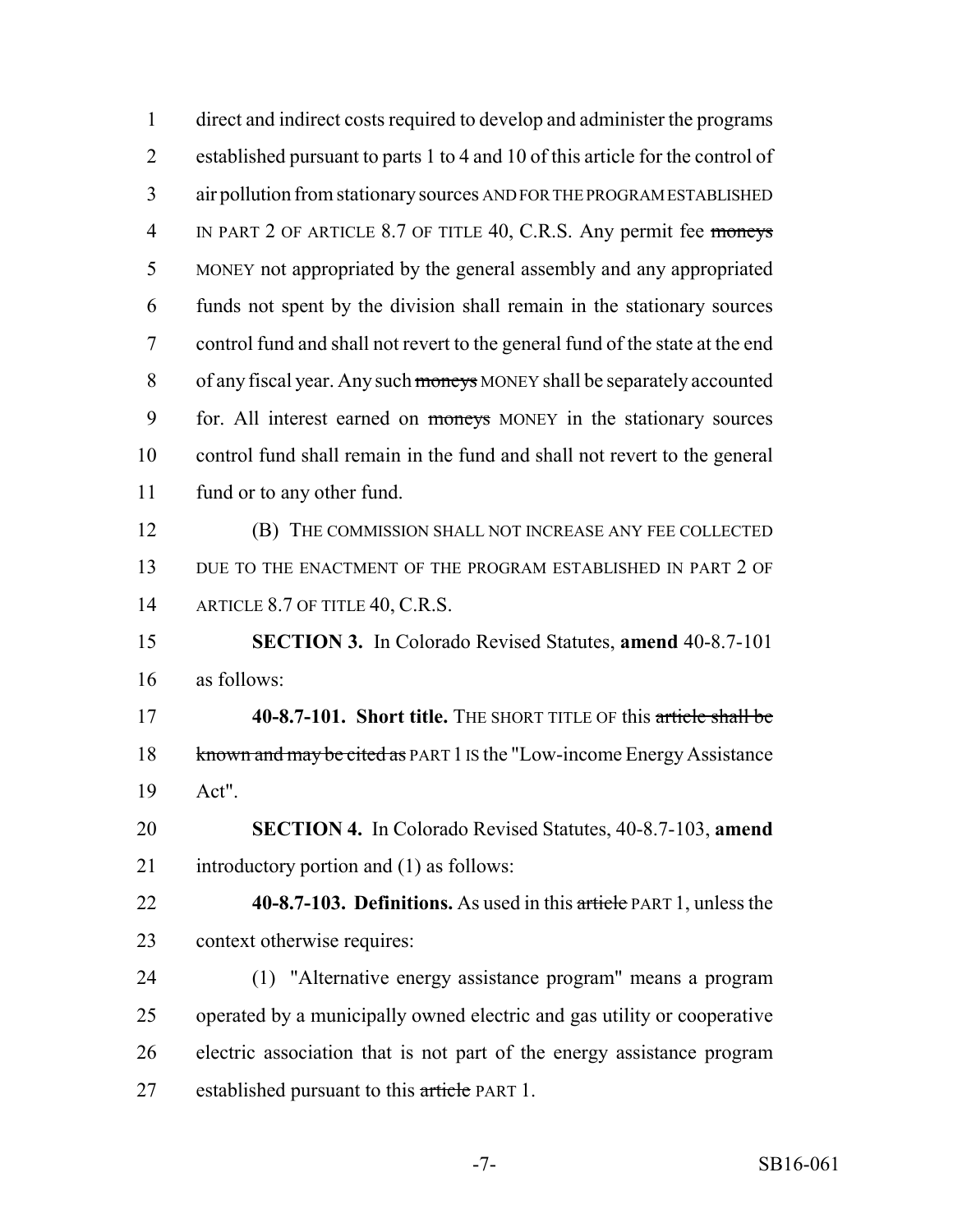direct and indirect costs required to develop and administer the programs established pursuant to parts 1 to 4 and 10 of this article for the control of air pollution from stationary sources AND FOR THE PROGRAM ESTABLISHED IN PART 2 OF ARTICLE 8.7 OF TITLE 40, C.R.S. Any permit fee ~~moneys~~ MONEY not appropriated by the general assembly and any appropriated funds not spent by the division shall remain in the stationary sources control fund and shall not revert to the general fund of the state at the end of any fiscal year. Any such ~~moneys~~ MONEY shall be separately accounted for. All interest earned on ~~moneys~~ MONEY in the stationary sources control fund shall remain in the fund and shall not revert to the general fund or to any other fund.

(B) THE COMMISSION SHALL NOT INCREASE ANY FEE COLLECTED DUE TO THE ENACTMENT OF THE PROGRAM ESTABLISHED IN PART 2 OF ARTICLE 8.7 OF TITLE 40, C.R.S.

**SECTION 3.** In Colorado Revised Statutes, **amend** 40-8.7-101 as follows:

**40-8.7-101. Short title.** THE SHORT TITLE OF this ~~article shall be known and may be cited as~~ PART 1 IS the "Low-income Energy Assistance Act".

**SECTION 4.** In Colorado Revised Statutes, 40-8.7-103, **amend** introductory portion and (1) as follows:

**40-8.7-103. Definitions.** As used in this ~~article~~ PART 1, unless the context otherwise requires:

(1) "Alternative energy assistance program" means a program operated by a municipally owned electric and gas utility or cooperative electric association that is not part of the energy assistance program established pursuant to this ~~article~~ PART 1.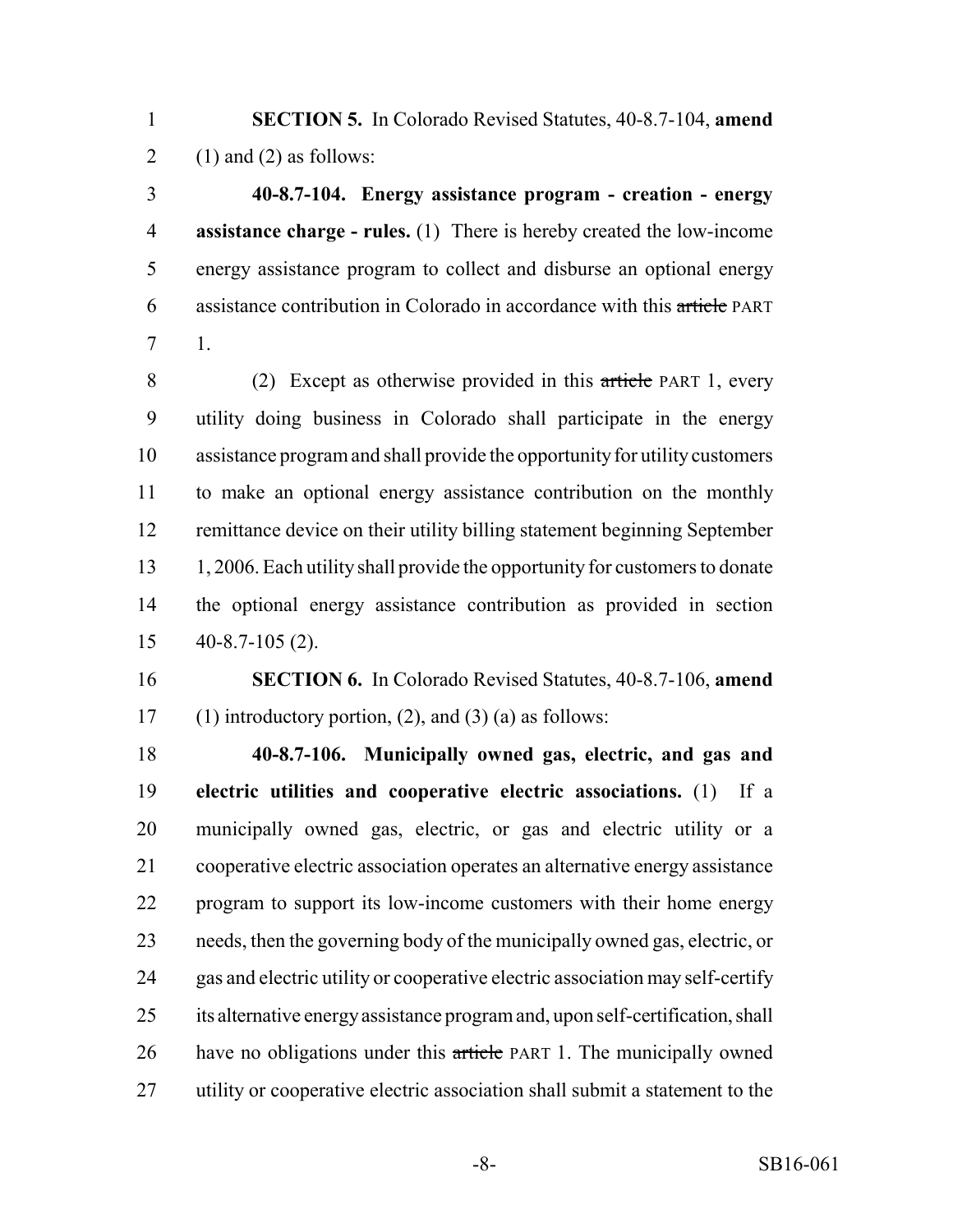**SECTION 5.** In Colorado Revised Statutes, 40-8.7-104, **amend** (1) and (2) as follows:

**40-8.7-104. Energy assistance program - creation - energy assistance charge - rules.** (1) There is hereby created the low-income energy assistance program to collect and disburse an optional energy assistance contribution in Colorado in accordance with this ~~article~~ PART 1.

(2) Except as otherwise provided in this ~~article~~ PART 1, every utility doing business in Colorado shall participate in the energy assistance program and shall provide the opportunity for utility customers to make an optional energy assistance contribution on the monthly remittance device on their utility billing statement beginning September 1, 2006. Each utility shall provide the opportunity for customers to donate the optional energy assistance contribution as provided in section 40-8.7-105 (2).

**SECTION 6.** In Colorado Revised Statutes, 40-8.7-106, **amend** (1) introductory portion, (2), and (3) (a) as follows:

**40-8.7-106. Municipally owned gas, electric, and gas and electric utilities and cooperative electric associations.** (1) If a municipally owned gas, electric, or gas and electric utility or a cooperative electric association operates an alternative energy assistance program to support its low-income customers with their home energy needs, then the governing body of the municipally owned gas, electric, or gas and electric utility or cooperative electric association may self-certify its alternative energy assistance program and, upon self-certification, shall have no obligations under this ~~article~~ PART 1. The municipally owned utility or cooperative electric association shall submit a statement to the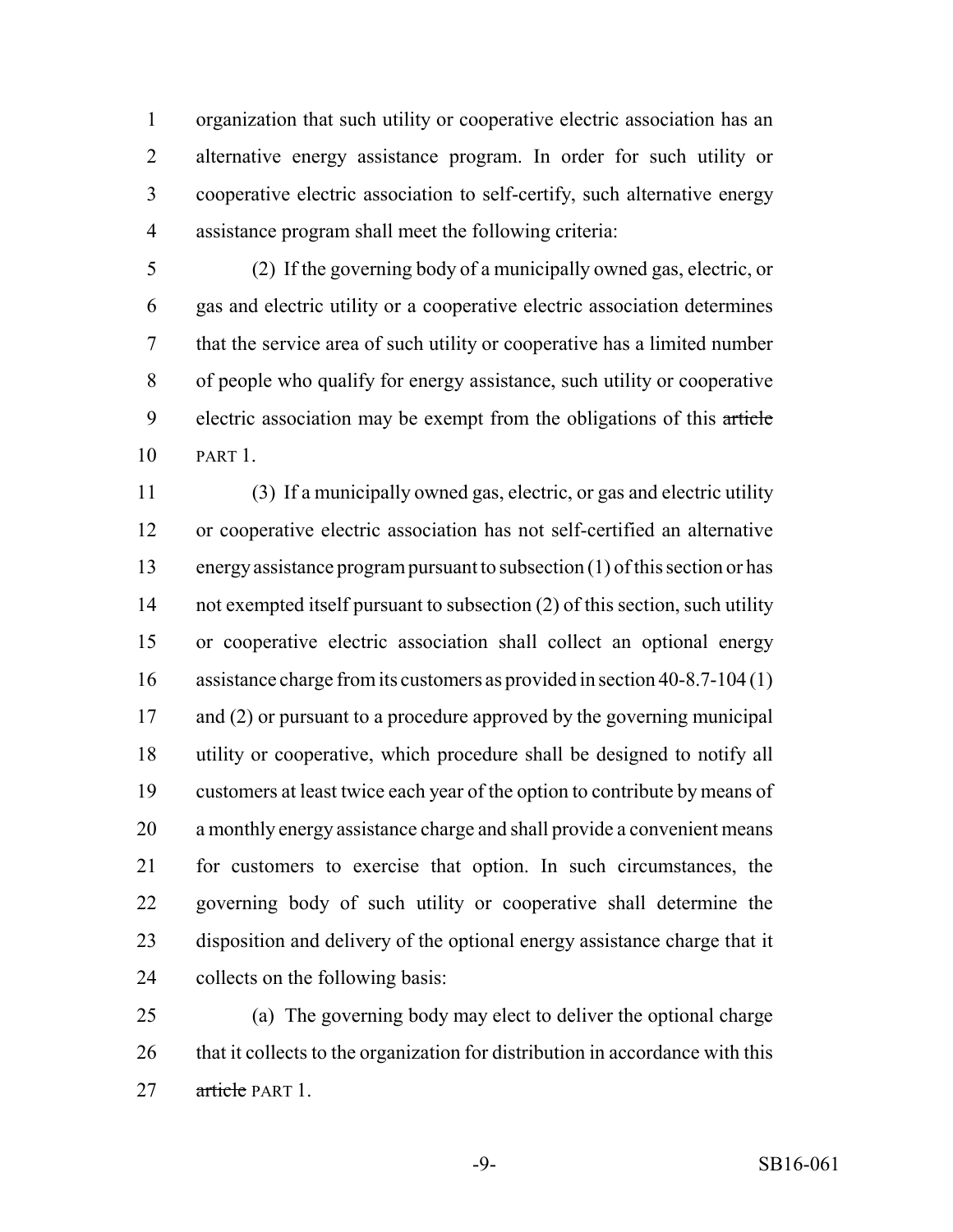organization that such utility or cooperative electric association has an alternative energy assistance program. In order for such utility or cooperative electric association to self-certify, such alternative energy assistance program shall meet the following criteria:

(2) If the governing body of a municipally owned gas, electric, or gas and electric utility or a cooperative electric association determines that the service area of such utility or cooperative has a limited number of people who qualify for energy assistance, such utility or cooperative electric association may be exempt from the obligations of this ~~article~~ PART 1.

(3) If a municipally owned gas, electric, or gas and electric utility or cooperative electric association has not self-certified an alternative energy assistance program pursuant to subsection (1) of this section or has not exempted itself pursuant to subsection (2) of this section, such utility or cooperative electric association shall collect an optional energy assistance charge from its customers as provided in section 40-8.7-104 (1) and (2) or pursuant to a procedure approved by the governing municipal utility or cooperative, which procedure shall be designed to notify all customers at least twice each year of the option to contribute by means of a monthly energy assistance charge and shall provide a convenient means for customers to exercise that option. In such circumstances, the governing body of such utility or cooperative shall determine the disposition and delivery of the optional energy assistance charge that it collects on the following basis:

(a) The governing body may elect to deliver the optional charge that it collects to the organization for distribution in accordance with this ~~article~~ PART 1.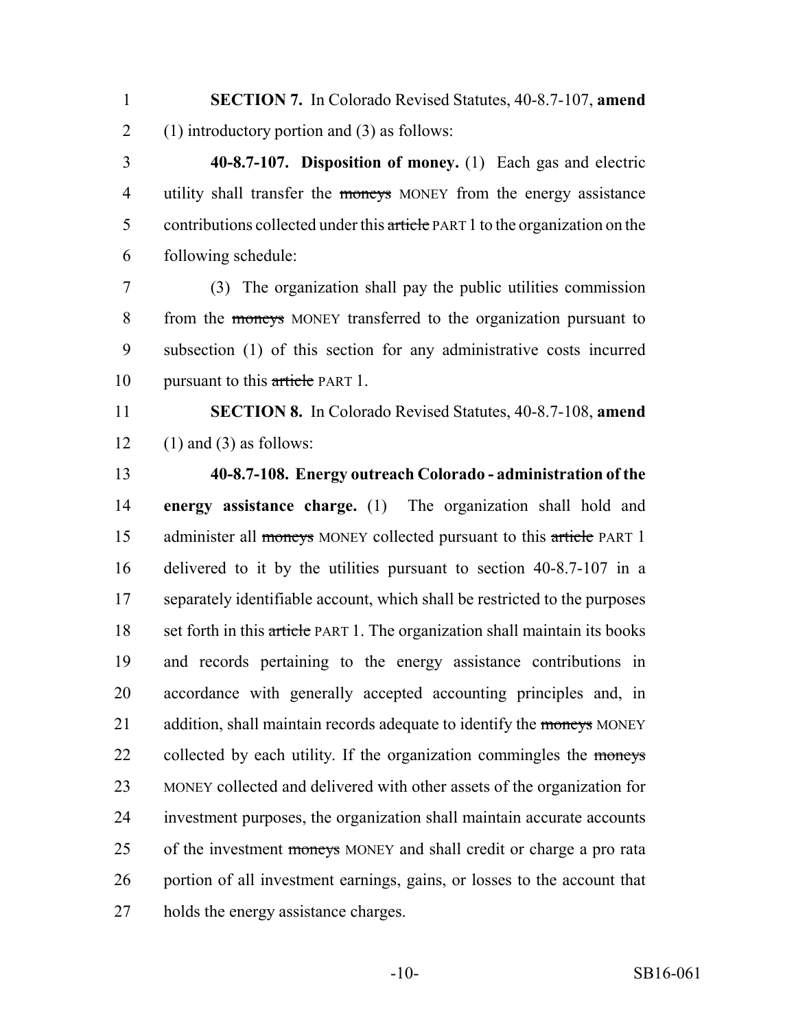**SECTION 7.** In Colorado Revised Statutes, 40-8.7-107, **amend** (1) introductory portion and (3) as follows:

**40-8.7-107. Disposition of money.** (1) Each gas and electric utility shall transfer the ~~moneys~~ MONEY from the energy assistance contributions collected under this ~~article~~ PART 1 to the organization on the following schedule:

(3) The organization shall pay the public utilities commission from the ~~moneys~~ MONEY transferred to the organization pursuant to subsection (1) of this section for any administrative costs incurred pursuant to this ~~article~~ PART 1.

**SECTION 8.** In Colorado Revised Statutes, 40-8.7-108, **amend** (1) and (3) as follows:

**40-8.7-108. Energy outreach Colorado - administration of the energy assistance charge.** (1) The organization shall hold and administer all ~~moneys~~ MONEY collected pursuant to this ~~article~~ PART 1 delivered to it by the utilities pursuant to section 40-8.7-107 in a separately identifiable account, which shall be restricted to the purposes set forth in this ~~article~~ PART 1. The organization shall maintain its books and records pertaining to the energy assistance contributions in accordance with generally accepted accounting principles and, in addition, shall maintain records adequate to identify the ~~moneys~~ MONEY collected by each utility. If the organization commingles the ~~moneys~~ MONEY collected and delivered with other assets of the organization for investment purposes, the organization shall maintain accurate accounts of the investment ~~moneys~~ MONEY and shall credit or charge a pro rata portion of all investment earnings, gains, or losses to the account that holds the energy assistance charges.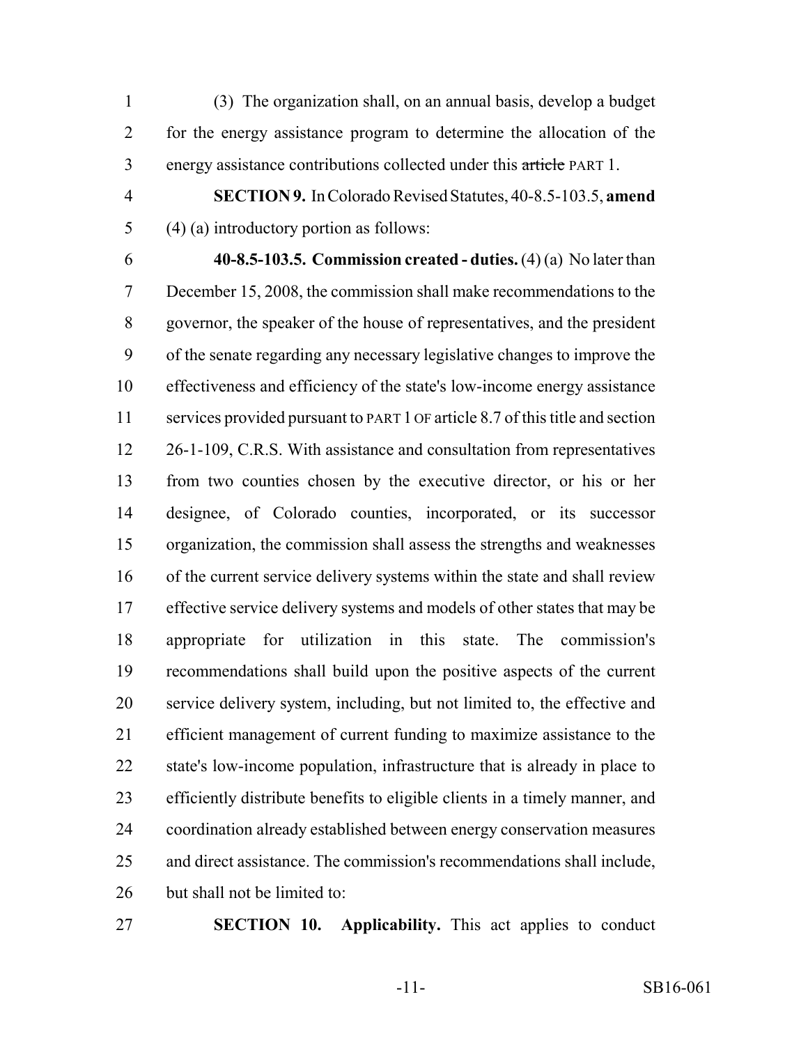(3) The organization shall, on an annual basis, develop a budget for the energy assistance program to determine the allocation of the energy assistance contributions collected under this ~~article~~ PART 1.

**SECTION 9.** In Colorado Revised Statutes, 40-8.5-103.5, **amend** (4) (a) introductory portion as follows:

**40-8.5-103.5. Commission created - duties.** (4) (a) No later than December 15, 2008, the commission shall make recommendations to the governor, the speaker of the house of representatives, and the president of the senate regarding any necessary legislative changes to improve the effectiveness and efficiency of the state's low-income energy assistance services provided pursuant to PART 1 OF article 8.7 of this title and section 26-1-109, C.R.S. With assistance and consultation from representatives from two counties chosen by the executive director, or his or her designee, of Colorado counties, incorporated, or its successor organization, the commission shall assess the strengths and weaknesses of the current service delivery systems within the state and shall review effective service delivery systems and models of other states that may be appropriate for utilization in this state. The commission's recommendations shall build upon the positive aspects of the current service delivery system, including, but not limited to, the effective and efficient management of current funding to maximize assistance to the state's low-income population, infrastructure that is already in place to efficiently distribute benefits to eligible clients in a timely manner, and coordination already established between energy conservation measures and direct assistance. The commission's recommendations shall include, but shall not be limited to:

**SECTION 10. Applicability.** This act applies to conduct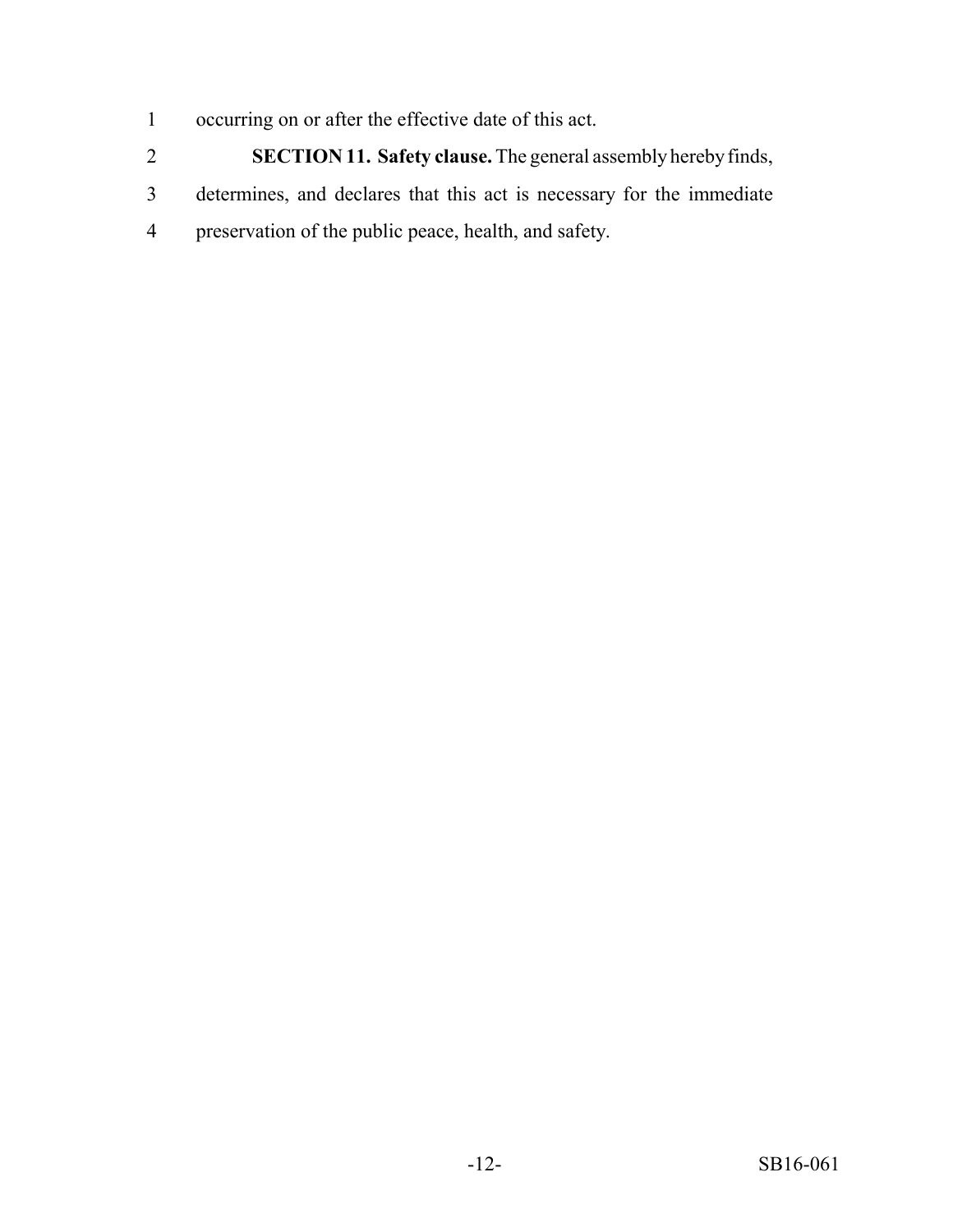occurring on or after the effective date of this act.

**SECTION 11. Safety clause.** The general assembly hereby finds, determines, and declares that this act is necessary for the immediate preservation of the public peace, health, and safety.